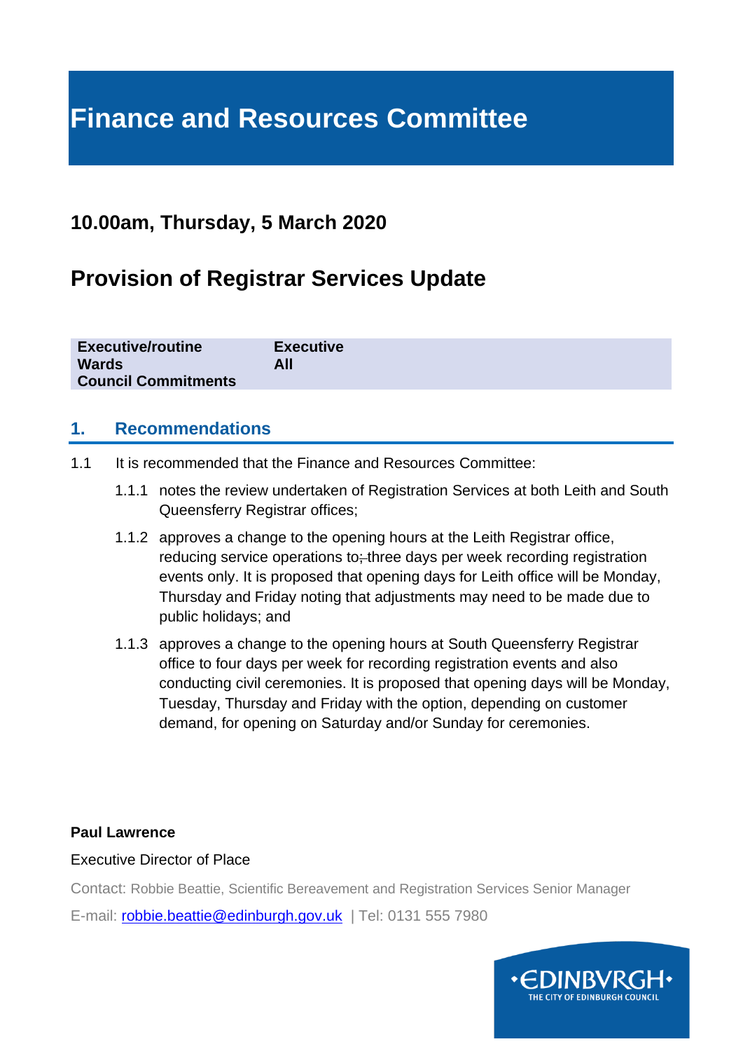# Finance and Resources Committee

## 10.00am, Thursday, 5 March 2020

# Provision of Registrar Services Update

| | |
|---|---|
| **Executive/routine** | **Executive** |
| **Wards** | **All** |
| **Council Commitments** | |

## 1. Recommendations

1.1 It is recommended that the Finance and Resources Committee:

1.1.1 notes the review undertaken of Registration Services at both Leith and South Queensferry Registrar offices;

1.1.2 approves a change to the opening hours at the Leith Registrar office, reducing service operations to three days per week recording registration events only. It is proposed that opening days for Leith office will be Monday, Thursday and Friday noting that adjustments may need to be made due to public holidays; and

1.1.3 approves a change to the opening hours at South Queensferry Registrar office to four days per week for recording registration events and also conducting civil ceremonies. It is proposed that opening days will be Monday, Tuesday, Thursday and Friday with the option, depending on customer demand, for opening on Saturday and/or Sunday for ceremonies.

**Paul Lawrence**

Executive Director of Place

Contact: Robbie Beattie, Scientific Bereavement and Registration Services Senior Manager

E-mail: robbie.beattie@edinburgh.gov.uk | Tel: 0131 555 7980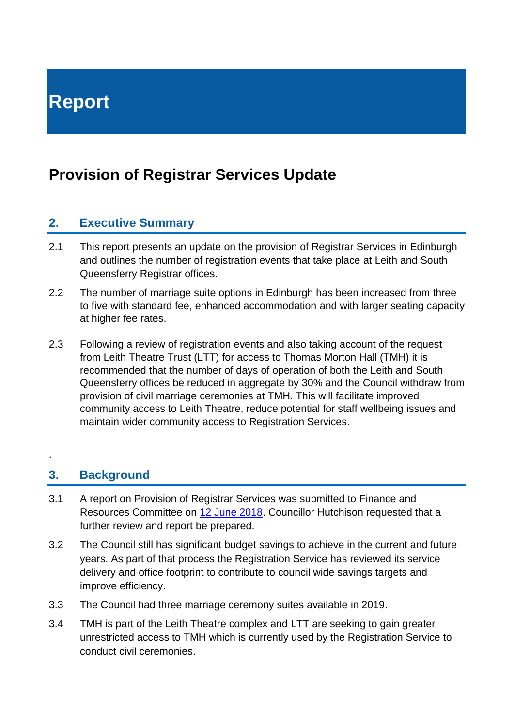# Report

## Provision of Registrar Services Update

### 2. Executive Summary

2.1 This report presents an update on the provision of Registrar Services in Edinburgh and outlines the number of registration events that take place at Leith and South Queensferry Registrar offices.

2.2 The number of marriage suite options in Edinburgh has been increased from three to five with standard fee, enhanced accommodation and with larger seating capacity at higher fee rates.

2.3 Following a review of registration events and also taking account of the request from Leith Theatre Trust (LTT) for access to Thomas Morton Hall (TMH) it is recommended that the number of days of operation of both the Leith and South Queensferry offices be reduced in aggregate by 30% and the Council withdraw from provision of civil marriage ceremonies at TMH. This will facilitate improved community access to Leith Theatre, reduce potential for staff wellbeing issues and maintain wider community access to Registration Services.

.

### 3. Background

3.1 A report on Provision of Registrar Services was submitted to Finance and Resources Committee on 12 June 2018. Councillor Hutchison requested that a further review and report be prepared.

3.2 The Council still has significant budget savings to achieve in the current and future years. As part of that process the Registration Service has reviewed its service delivery and office footprint to contribute to council wide savings targets and improve efficiency.

3.3 The Council had three marriage ceremony suites available in 2019.

3.4 TMH is part of the Leith Theatre complex and LTT are seeking to gain greater unrestricted access to TMH which is currently used by the Registration Service to conduct civil ceremonies.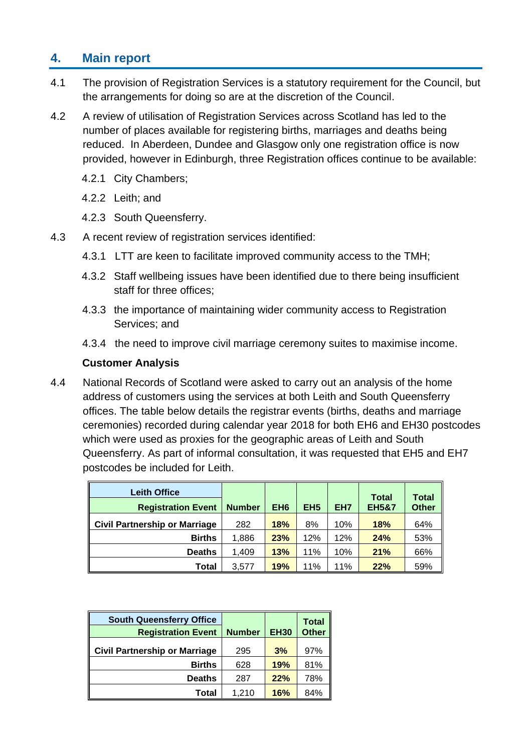## 4. Main report

4.1 The provision of Registration Services is a statutory requirement for the Council, but the arrangements for doing so are at the discretion of the Council.

4.2 A review of utilisation of Registration Services across Scotland has led to the number of places available for registering births, marriages and deaths being reduced. In Aberdeen, Dundee and Glasgow only one registration office is now provided, however in Edinburgh, three Registration offices continue to be available:

4.2.1 City Chambers;

4.2.2 Leith; and

4.2.3 South Queensferry.

4.3 A recent review of registration services identified:

4.3.1 LTT are keen to facilitate improved community access to the TMH;

4.3.2 Staff wellbeing issues have been identified due to there being insufficient staff for three offices;

4.3.3 the importance of maintaining wider community access to Registration Services; and

4.3.4 the need to improve civil marriage ceremony suites to maximise income.

**Customer Analysis**

4.4 National Records of Scotland were asked to carry out an analysis of the home address of customers using the services at both Leith and South Queensferry offices. The table below details the registrar events (births, deaths and marriage ceremonies) recorded during calendar year 2018 for both EH6 and EH30 postcodes which were used as proxies for the geographic areas of Leith and South Queensferry. As part of informal consultation, it was requested that EH5 and EH7 postcodes be included for Leith.

| Leith Office<br>Registration Event | Number | EH6 | EH5 | EH7 | Total EH5&7 | Total Other |
|---|---|---|---|---|---|---|
| Civil Partnership or Marriage | 282 | **18%** | 8% | 10% | **18%** | 64% |
| Births | 1,886 | **23%** | 12% | 12% | **24%** | 53% |
| Deaths | 1,409 | **13%** | 11% | 10% | **21%** | 66% |
| Total | 3,577 | **19%** | 11% | 11% | **22%** | 59% |

| South Queensferry Office<br>Registration Event | Number | EH30 | Total Other |
|---|---|---|---|
| Civil Partnership or Marriage | 295 | **3%** | 97% |
| Births | 628 | **19%** | 81% |
| Deaths | 287 | **22%** | 78% |
| Total | 1,210 | **16%** | 84% |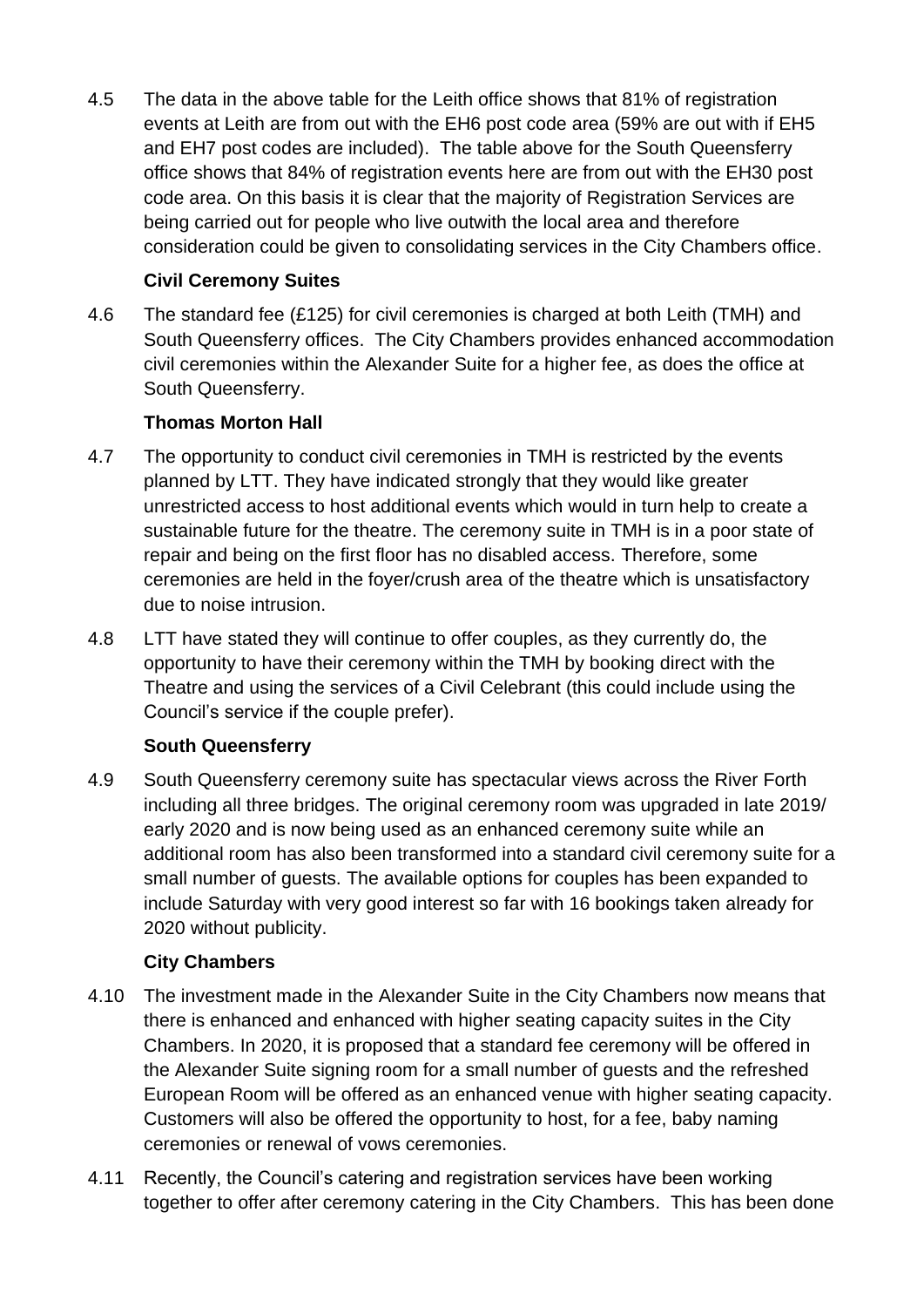4.5 The data in the above table for the Leith office shows that 81% of registration events at Leith are from out with the EH6 post code area (59% are out with if EH5 and EH7 post codes are included). The table above for the South Queensferry office shows that 84% of registration events here are from out with the EH30 post code area. On this basis it is clear that the majority of Registration Services are being carried out for people who live outwith the local area and therefore consideration could be given to consolidating services in the City Chambers office.

**Civil Ceremony Suites**

4.6 The standard fee (£125) for civil ceremonies is charged at both Leith (TMH) and South Queensferry offices. The City Chambers provides enhanced accommodation civil ceremonies within the Alexander Suite for a higher fee, as does the office at South Queensferry.

**Thomas Morton Hall**

4.7 The opportunity to conduct civil ceremonies in TMH is restricted by the events planned by LTT. They have indicated strongly that they would like greater unrestricted access to host additional events which would in turn help to create a sustainable future for the theatre. The ceremony suite in TMH is in a poor state of repair and being on the first floor has no disabled access. Therefore, some ceremonies are held in the foyer/crush area of the theatre which is unsatisfactory due to noise intrusion.

4.8 LTT have stated they will continue to offer couples, as they currently do, the opportunity to have their ceremony within the TMH by booking direct with the Theatre and using the services of a Civil Celebrant (this could include using the Council's service if the couple prefer).

**South Queensferry**

4.9 South Queensferry ceremony suite has spectacular views across the River Forth including all three bridges. The original ceremony room was upgraded in late 2019/ early 2020 and is now being used as an enhanced ceremony suite while an additional room has also been transformed into a standard civil ceremony suite for a small number of guests. The available options for couples has been expanded to include Saturday with very good interest so far with 16 bookings taken already for 2020 without publicity.

**City Chambers**

4.10 The investment made in the Alexander Suite in the City Chambers now means that there is enhanced and enhanced with higher seating capacity suites in the City Chambers. In 2020, it is proposed that a standard fee ceremony will be offered in the Alexander Suite signing room for a small number of guests and the refreshed European Room will be offered as an enhanced venue with higher seating capacity. Customers will also be offered the opportunity to host, for a fee, baby naming ceremonies or renewal of vows ceremonies.

4.11 Recently, the Council's catering and registration services have been working together to offer after ceremony catering in the City Chambers. This has been done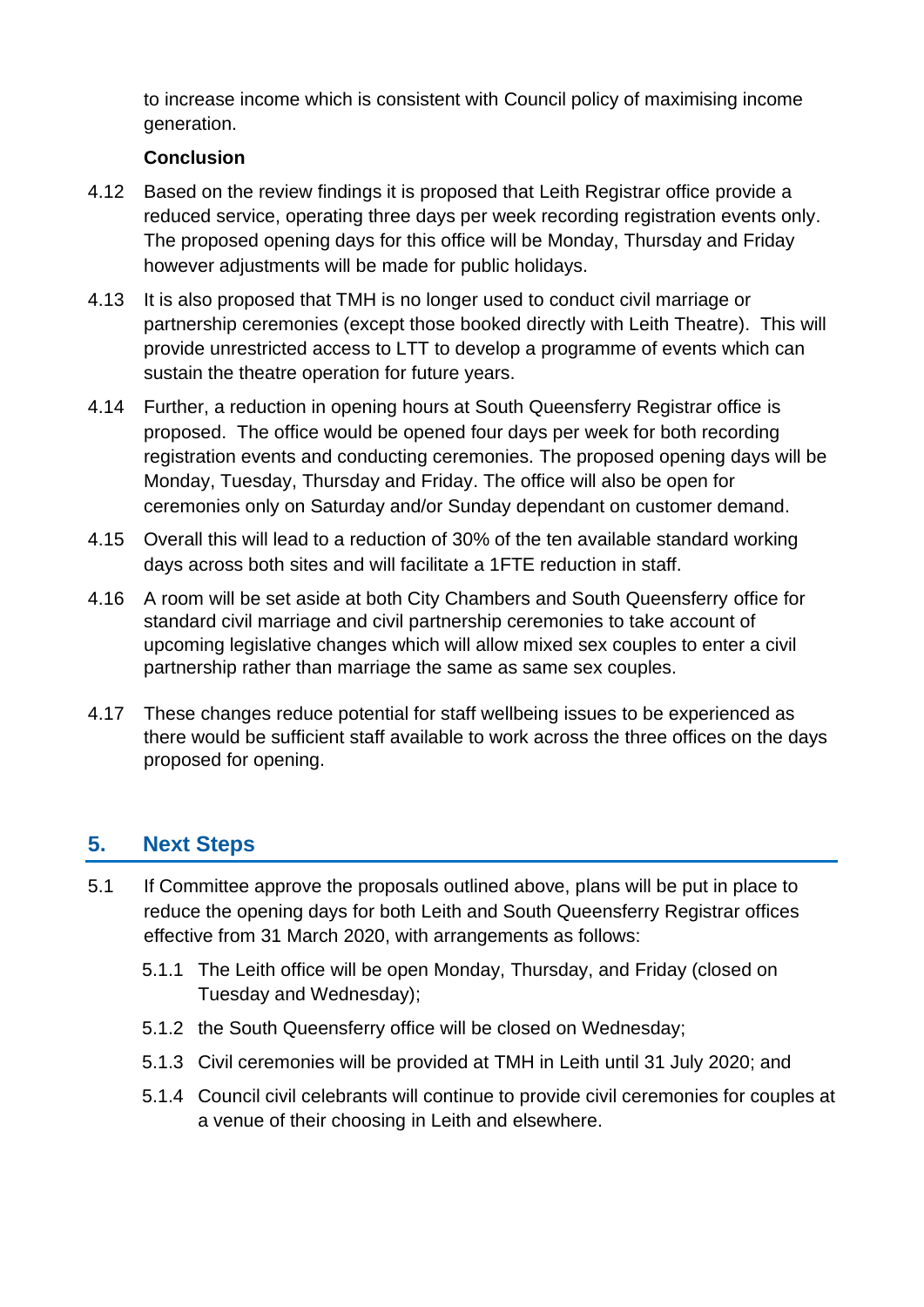to increase income which is consistent with Council policy of maximising income generation.

**Conclusion**

4.12 Based on the review findings it is proposed that Leith Registrar office provide a reduced service, operating three days per week recording registration events only. The proposed opening days for this office will be Monday, Thursday and Friday however adjustments will be made for public holidays.

4.13 It is also proposed that TMH is no longer used to conduct civil marriage or partnership ceremonies (except those booked directly with Leith Theatre). This will provide unrestricted access to LTT to develop a programme of events which can sustain the theatre operation for future years.

4.14 Further, a reduction in opening hours at South Queensferry Registrar office is proposed. The office would be opened four days per week for both recording registration events and conducting ceremonies. The proposed opening days will be Monday, Tuesday, Thursday and Friday. The office will also be open for ceremonies only on Saturday and/or Sunday dependant on customer demand.

4.15 Overall this will lead to a reduction of 30% of the ten available standard working days across both sites and will facilitate a 1FTE reduction in staff.

4.16 A room will be set aside at both City Chambers and South Queensferry office for standard civil marriage and civil partnership ceremonies to take account of upcoming legislative changes which will allow mixed sex couples to enter a civil partnership rather than marriage the same as same sex couples.

4.17 These changes reduce potential for staff wellbeing issues to be experienced as there would be sufficient staff available to work across the three offices on the days proposed for opening.

## 5. Next Steps

5.1 If Committee approve the proposals outlined above, plans will be put in place to reduce the opening days for both Leith and South Queensferry Registrar offices effective from 31 March 2020, with arrangements as follows:

5.1.1 The Leith office will be open Monday, Thursday, and Friday (closed on Tuesday and Wednesday);

5.1.2 the South Queensferry office will be closed on Wednesday;

5.1.3 Civil ceremonies will be provided at TMH in Leith until 31 July 2020; and

5.1.4 Council civil celebrants will continue to provide civil ceremonies for couples at a venue of their choosing in Leith and elsewhere.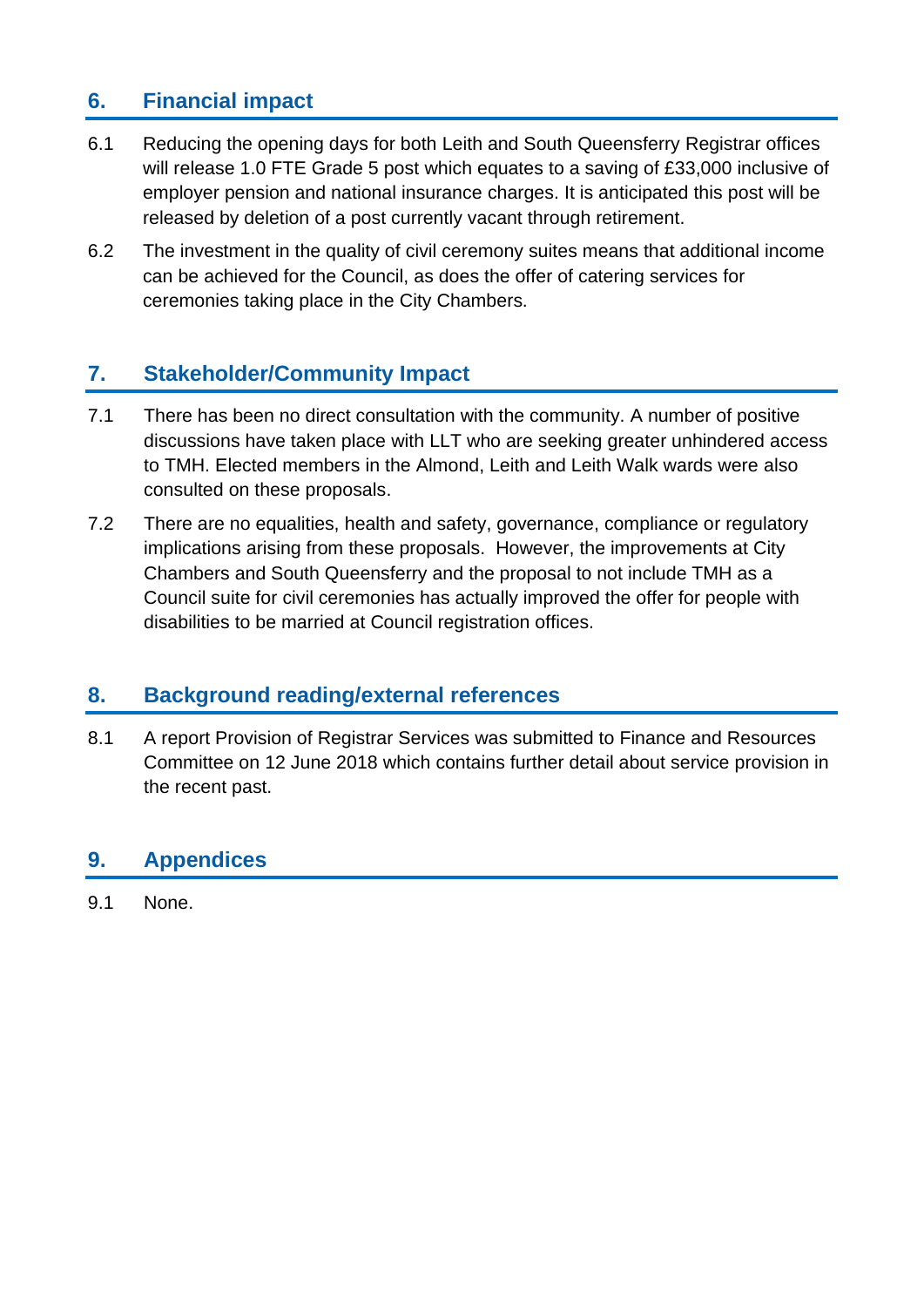## 6. Financial impact

6.1 Reducing the opening days for both Leith and South Queensferry Registrar offices will release 1.0 FTE Grade 5 post which equates to a saving of £33,000 inclusive of employer pension and national insurance charges. It is anticipated this post will be released by deletion of a post currently vacant through retirement.

6.2 The investment in the quality of civil ceremony suites means that additional income can be achieved for the Council, as does the offer of catering services for ceremonies taking place in the City Chambers.

## 7. Stakeholder/Community Impact

7.1 There has been no direct consultation with the community. A number of positive discussions have taken place with LLT who are seeking greater unhindered access to TMH. Elected members in the Almond, Leith and Leith Walk wards were also consulted on these proposals.

7.2 There are no equalities, health and safety, governance, compliance or regulatory implications arising from these proposals. However, the improvements at City Chambers and South Queensferry and the proposal to not include TMH as a Council suite for civil ceremonies has actually improved the offer for people with disabilities to be married at Council registration offices.

## 8. Background reading/external references

8.1 A report Provision of Registrar Services was submitted to Finance and Resources Committee on 12 June 2018 which contains further detail about service provision in the recent past.

## 9. Appendices

9.1 None.